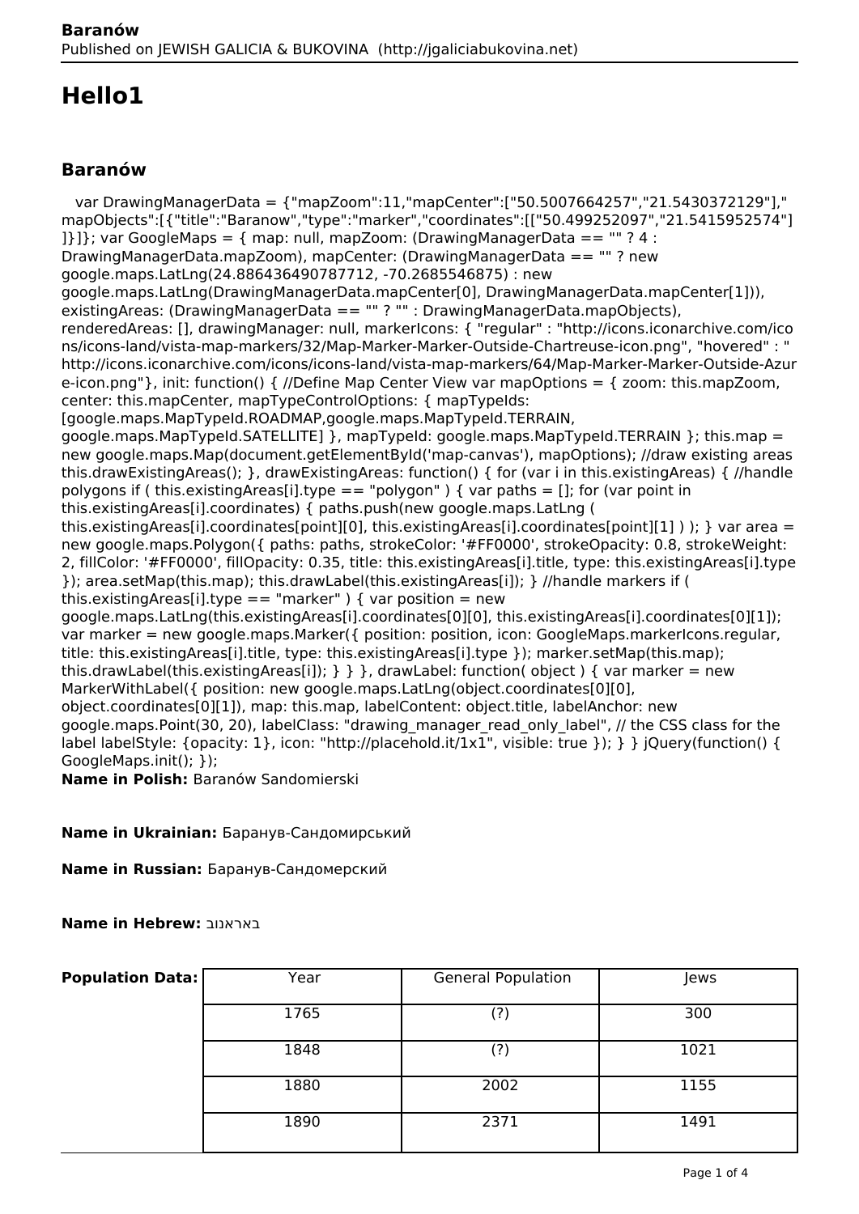# Hello1

## Baranów

var DrawingManagerData = {"mapZoom":11,"mapCenter":["50.5007664257","21.5430372129"],"mapObjects":[{"title":"Baranow","type":"marker","coordinates":[["50.499252097","21.5415952574"]]}]}; var GoogleMaps = { map: null, mapZoom: (DrawingManagerData == "" ? 4 : DrawingManagerData.mapZoom), mapCenter: (DrawingManagerData == "" ? new google.maps.LatLng(24.886436490787712, -70.2685546875) : new google.maps.LatLng(DrawingManagerData.mapCenter[0], DrawingManagerData.mapCenter[1])), existingAreas: (DrawingManagerData == "" ? "" : DrawingManagerData.mapObjects), renderedAreas: [], drawingManager: null, markerIcons: { "regular" : "http://icons.iconarchive.com/icons/icons-land/vista-map-markers/32/Map-Marker-Marker-Outside-Chartreuse-icon.png", "hovered" : "http://icons.iconarchive.com/icons/icons-land/vista-map-markers/64/Map-Marker-Marker-Outside-Azure-icon.png"}, init: function() { //Define Map Center View var mapOptions = { zoom: this.mapZoom, center: this.mapCenter, mapTypeControlOptions: { mapTypeIds: [google.maps.MapTypeId.ROADMAP,google.maps.MapTypeId.TERRAIN, google.maps.MapTypeId.SATELLITE] }, mapTypeId: google.maps.MapTypeId.TERRAIN }; this.map = new google.maps.Map(document.getElementById('map-canvas'), mapOptions); //draw existing areas this.drawExistingAreas(); }, drawExistingAreas: function() { for (var i in this.existingAreas) { //handle polygons if ( this.existingAreas[i].type == "polygon" ) { var paths = []; for (var point in this.existingAreas[i].coordinates) { paths.push(new google.maps.LatLng ( this.existingAreas[i].coordinates[point][0], this.existingAreas[i].coordinates[point][1] ) ); } var area = new google.maps.Polygon({ paths: paths, strokeColor: '#FF0000', strokeOpacity: 0.8, strokeWeight: 2, fillColor: '#FF0000', fillOpacity: 0.35, title: this.existingAreas[i].title, type: this.existingAreas[i].type }); area.setMap(this.map); this.drawLabel(this.existingAreas[i]); } //handle markers if ( this.existingAreas[i].type == "marker" ) { var position = new google.maps.LatLng(this.existingAreas[i].coordinates[0][0], this.existingAreas[i].coordinates[0][1]); var marker = new google.maps.Marker({ position: position, icon: GoogleMaps.markerIcons.regular, title: this.existingAreas[i].title, type: this.existingAreas[i].type }); marker.setMap(this.map); this.drawLabel(this.existingAreas[i]); } } }, drawLabel: function( object ) { var marker = new MarkerWithLabel({ position: new google.maps.LatLng(object.coordinates[0][0], object.coordinates[0][1]), map: this.map, labelContent: object.title, labelAnchor: new google.maps.Point(30, 20), labelClass: "drawing_manager_read_only_label", // the CSS class for the label labelStyle: {opacity: 1}, icon: "http://placehold.it/1x1", visible: true }); } } jQuery(function() { GoogleMaps.init(); });

**Name in Polish:** Baranów Sandomierski

**Name in Ukrainian:** Баранув-Сандомирський

**Name in Russian:** Баранув-Сандомерский

**Name in Hebrew:** בארנוב

**Population Data:**

| Year | General Population | Jews |
|---|---|---|
| 1765 | (?) | 300 |
| 1848 | (?) | 1021 |
| 1880 | 2002 | 1155 |
| 1890 | 2371 | 1491 |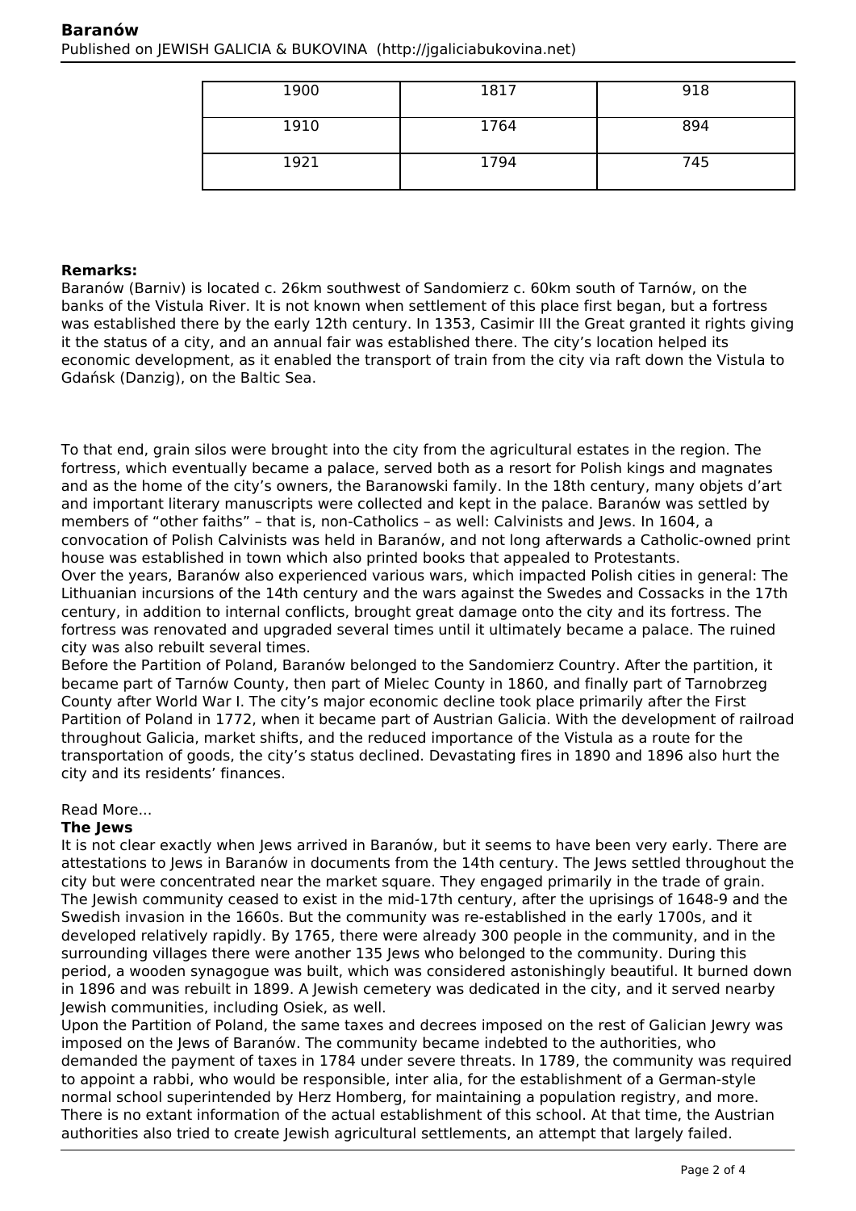| 1900 | 1817 | 918 |
|---|---|---|
| 1910 | 1764 | 894 |
| 1921 | 1794 | 745 |

**Remarks:**

Baranów (Barniv) is located c. 26km southwest of Sandomierz c. 60km south of Tarnów, on the banks of the Vistula River. It is not known when settlement of this place first began, but a fortress was established there by the early 12th century. In 1353, Casimir III the Great granted it rights giving it the status of a city, and an annual fair was established there. The city's location helped its economic development, as it enabled the transport of train from the city via raft down the Vistula to Gdańsk (Danzig), on the Baltic Sea.

To that end, grain silos were brought into the city from the agricultural estates in the region. The fortress, which eventually became a palace, served both as a resort for Polish kings and magnates and as the home of the city's owners, the Baranowski family. In the 18th century, many objets d'art and important literary manuscripts were collected and kept in the palace. Baranów was settled by members of "other faiths" – that is, non-Catholics – as well: Calvinists and Jews. In 1604, a convocation of Polish Calvinists was held in Baranów, and not long afterwards a Catholic-owned print house was established in town which also printed books that appealed to Protestants.

Over the years, Baranów also experienced various wars, which impacted Polish cities in general: The Lithuanian incursions of the 14th century and the wars against the Swedes and Cossacks in the 17th century, in addition to internal conflicts, brought great damage onto the city and its fortress. The fortress was renovated and upgraded several times until it ultimately became a palace. The ruined city was also rebuilt several times.

Before the Partition of Poland, Baranów belonged to the Sandomierz Country. After the partition, it became part of Tarnów County, then part of Mielec County in 1860, and finally part of Tarnobrzeg County after World War I. The city's major economic decline took place primarily after the First Partition of Poland in 1772, when it became part of Austrian Galicia. With the development of railroad throughout Galicia, market shifts, and the reduced importance of the Vistula as a route for the transportation of goods, the city's status declined. Devastating fires in 1890 and 1896 also hurt the city and its residents' finances.

Read More...

**The Jews**

It is not clear exactly when Jews arrived in Baranów, but it seems to have been very early. There are attestations to Jews in Baranów in documents from the 14th century. The Jews settled throughout the city but were concentrated near the market square. They engaged primarily in the trade of grain. The Jewish community ceased to exist in the mid-17th century, after the uprisings of 1648-9 and the Swedish invasion in the 1660s. But the community was re-established in the early 1700s, and it developed relatively rapidly. By 1765, there were already 300 people in the community, and in the surrounding villages there were another 135 Jews who belonged to the community. During this period, a wooden synagogue was built, which was considered astonishingly beautiful. It burned down in 1896 and was rebuilt in 1899. A Jewish cemetery was dedicated in the city, and it served nearby Jewish communities, including Osiek, as well.

Upon the Partition of Poland, the same taxes and decrees imposed on the rest of Galician Jewry was imposed on the Jews of Baranów. The community became indebted to the authorities, who demanded the payment of taxes in 1784 under severe threats. In 1789, the community was required to appoint a rabbi, who would be responsible, inter alia, for the establishment of a German-style normal school superintended by Herz Homberg, for maintaining a population registry, and more. There is no extant information of the actual establishment of this school. At that time, the Austrian authorities also tried to create Jewish agricultural settlements, an attempt that largely failed.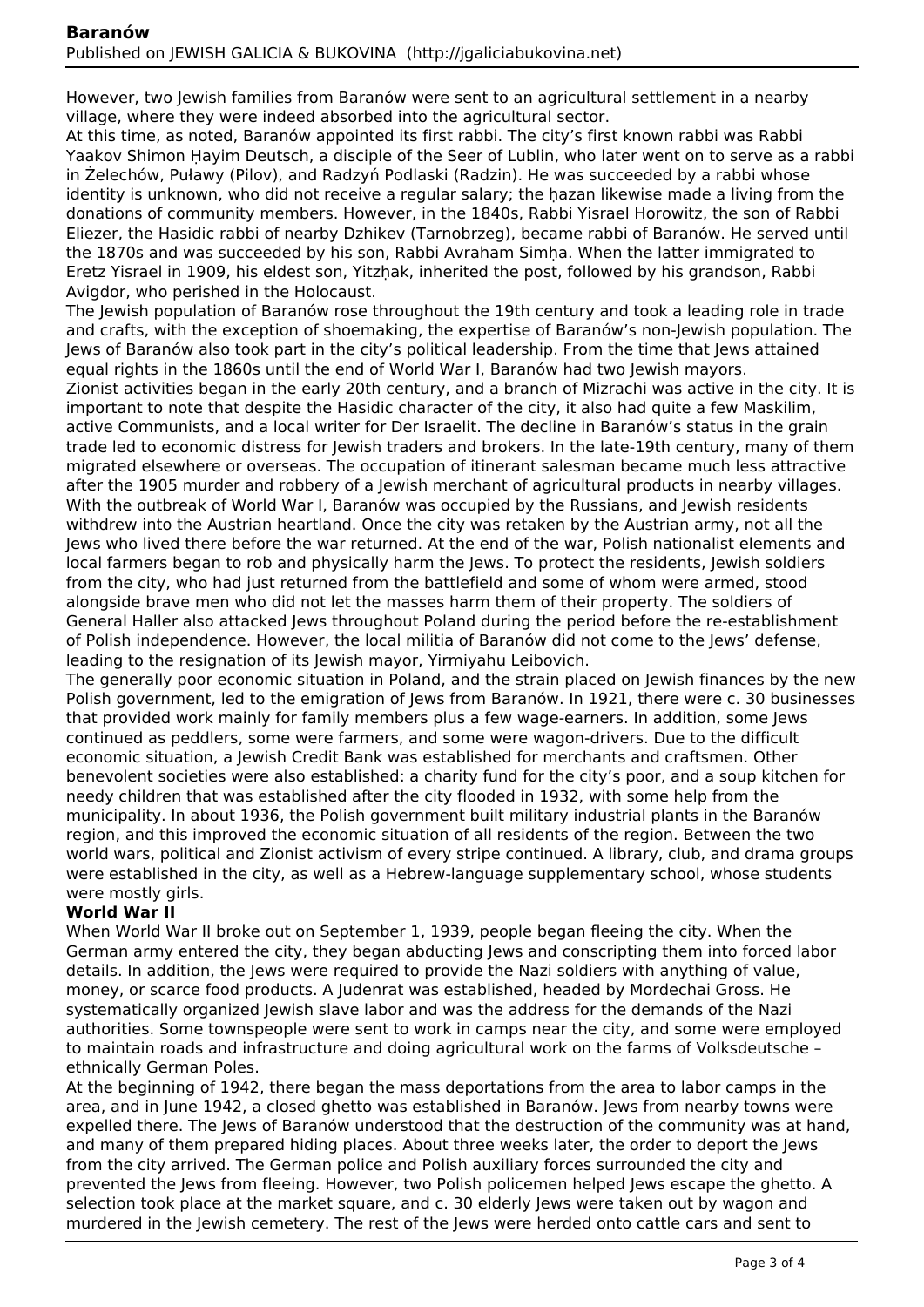However, two Jewish families from Baranów were sent to an agricultural settlement in a nearby village, where they were indeed absorbed into the agricultural sector.

At this time, as noted, Baranów appointed its first rabbi. The city's first known rabbi was Rabbi Yaakov Shimon Ḥayim Deutsch, a disciple of the Seer of Lublin, who later went on to serve as a rabbi in Żelechów, Puławy (Pilov), and Radzyń Podlaski (Radzin). He was succeeded by a rabbi whose identity is unknown, who did not receive a regular salary; the ḥazan likewise made a living from the donations of community members. However, in the 1840s, Rabbi Yisrael Horowitz, the son of Rabbi Eliezer, the Hasidic rabbi of nearby Dzhikev (Tarnobrzeg), became rabbi of Baranów. He served until the 1870s and was succeeded by his son, Rabbi Avraham Simḥa. When the latter immigrated to Eretz Yisrael in 1909, his eldest son, Yitzḥak, inherited the post, followed by his grandson, Rabbi Avigdor, who perished in the Holocaust.

The Jewish population of Baranów rose throughout the 19th century and took a leading role in trade and crafts, with the exception of shoemaking, the expertise of Baranów's non-Jewish population. The Jews of Baranów also took part in the city's political leadership. From the time that Jews attained equal rights in the 1860s until the end of World War I, Baranów had two Jewish mayors.

Zionist activities began in the early 20th century, and a branch of Mizrachi was active in the city. It is important to note that despite the Hasidic character of the city, it also had quite a few Maskilim, active Communists, and a local writer for Der Israelit. The decline in Baranów's status in the grain trade led to economic distress for Jewish traders and brokers. In the late-19th century, many of them migrated elsewhere or overseas. The occupation of itinerant salesman became much less attractive after the 1905 murder and robbery of a Jewish merchant of agricultural products in nearby villages.

With the outbreak of World War I, Baranów was occupied by the Russians, and Jewish residents withdrew into the Austrian heartland. Once the city was retaken by the Austrian army, not all the Jews who lived there before the war returned. At the end of the war, Polish nationalist elements and local farmers began to rob and physically harm the Jews. To protect the residents, Jewish soldiers from the city, who had just returned from the battlefield and some of whom were armed, stood alongside brave men who did not let the masses harm them of their property. The soldiers of General Haller also attacked Jews throughout Poland during the period before the re-establishment of Polish independence. However, the local militia of Baranów did not come to the Jews' defense, leading to the resignation of its Jewish mayor, Yirmiyahu Leibovich.

The generally poor economic situation in Poland, and the strain placed on Jewish finances by the new Polish government, led to the emigration of Jews from Baranów. In 1921, there were c. 30 businesses that provided work mainly for family members plus a few wage-earners. In addition, some Jews continued as peddlers, some were farmers, and some were wagon-drivers. Due to the difficult economic situation, a Jewish Credit Bank was established for merchants and craftsmen. Other benevolent societies were also established: a charity fund for the city's poor, and a soup kitchen for needy children that was established after the city flooded in 1932, with some help from the municipality. In about 1936, the Polish government built military industrial plants in the Baranów region, and this improved the economic situation of all residents of the region. Between the two world wars, political and Zionist activism of every stripe continued. A library, club, and drama groups were established in the city, as well as a Hebrew-language supplementary school, whose students were mostly girls.

**World War II**

When World War II broke out on September 1, 1939, people began fleeing the city. When the German army entered the city, they began abducting Jews and conscripting them into forced labor details. In addition, the Jews were required to provide the Nazi soldiers with anything of value, money, or scarce food products. A Judenrat was established, headed by Mordechai Gross. He systematically organized Jewish slave labor and was the address for the demands of the Nazi authorities. Some townspeople were sent to work in camps near the city, and some were employed to maintain roads and infrastructure and doing agricultural work on the farms of Volksdeutsche – ethnically German Poles.

At the beginning of 1942, there began the mass deportations from the area to labor camps in the area, and in June 1942, a closed ghetto was established in Baranów. Jews from nearby towns were expelled there. The Jews of Baranów understood that the destruction of the community was at hand, and many of them prepared hiding places. About three weeks later, the order to deport the Jews from the city arrived. The German police and Polish auxiliary forces surrounded the city and prevented the Jews from fleeing. However, two Polish policemen helped Jews escape the ghetto. A selection took place at the market square, and c. 30 elderly Jews were taken out by wagon and murdered in the Jewish cemetery. The rest of the Jews were herded onto cattle cars and sent to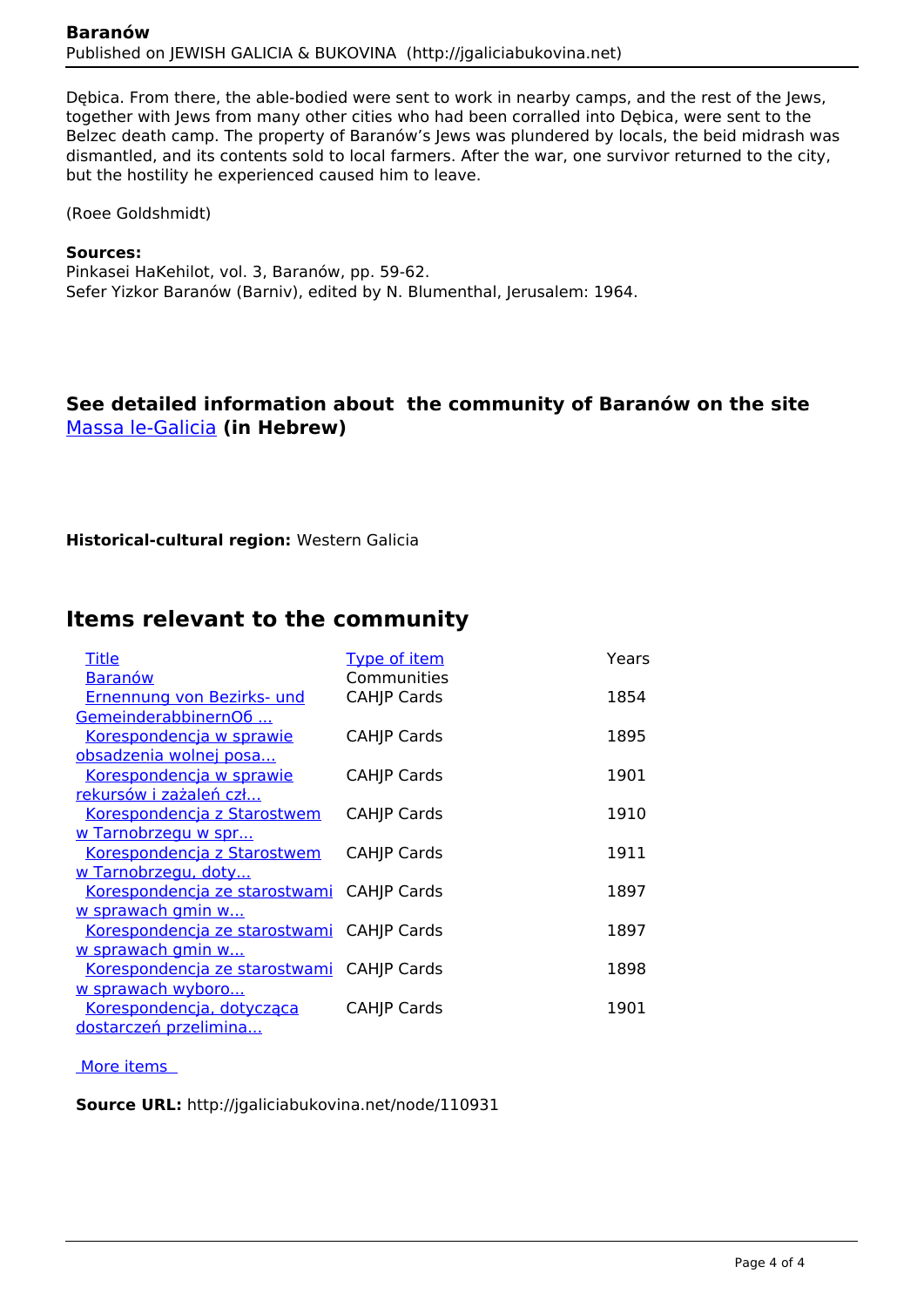Dębica. From there, the able-bodied were sent to work in nearby camps, and the rest of the Jews, together with Jews from many other cities who had been corralled into Dębica, were sent to the Belzec death camp. The property of Baranów's Jews was plundered by locals, the beid midrash was dismantled, and its contents sold to local farmers. After the war, one survivor returned to the city, but the hostility he experienced caused him to leave.

(Roee Goldshmidt)

**Sources:**
Pinkasei HaKehilot, vol. 3, Baranów, pp. 59-62.
Sefer Yizkor Baranów (Barniv), edited by N. Blumenthal, Jerusalem: 1964.

### See detailed information about the community of Baranów on the site Massa le-Galicia (in Hebrew)

**Historical-cultural region:** Western Galicia

## Items relevant to the community

| Title | Type of item | Years |
|---|---|---|
| Baranów | Communities | |
| Ernennung von Bezirks- und GemeinderabbinernОб ... | CAHJP Cards | 1854 |
| Korespondencja w sprawie obsadzenia wolnej posa... | CAHJP Cards | 1895 |
| Korespondencja w sprawie rekursów i zażaleń czł... | CAHJP Cards | 1901 |
| Korespondencja z Starostwem w Tarnobrzegu w spr... | CAHJP Cards | 1910 |
| Korespondencja z Starostwem w Tarnobrzegu, doty... | CAHJP Cards | 1911 |
| Korespondencja ze starostwami w sprawach gmin w... | CAHJP Cards | 1897 |
| Korespondencja ze starostwami w sprawach gmin w... | CAHJP Cards | 1897 |
| Korespondencja ze starostwami w sprawach wyboro... | CAHJP Cards | 1898 |
| Korespondencja, dotycząca dostarczeń przelimina... | CAHJP Cards | 1901 |

More items

**Source URL:** http://jgaliciabukovina.net/node/110931